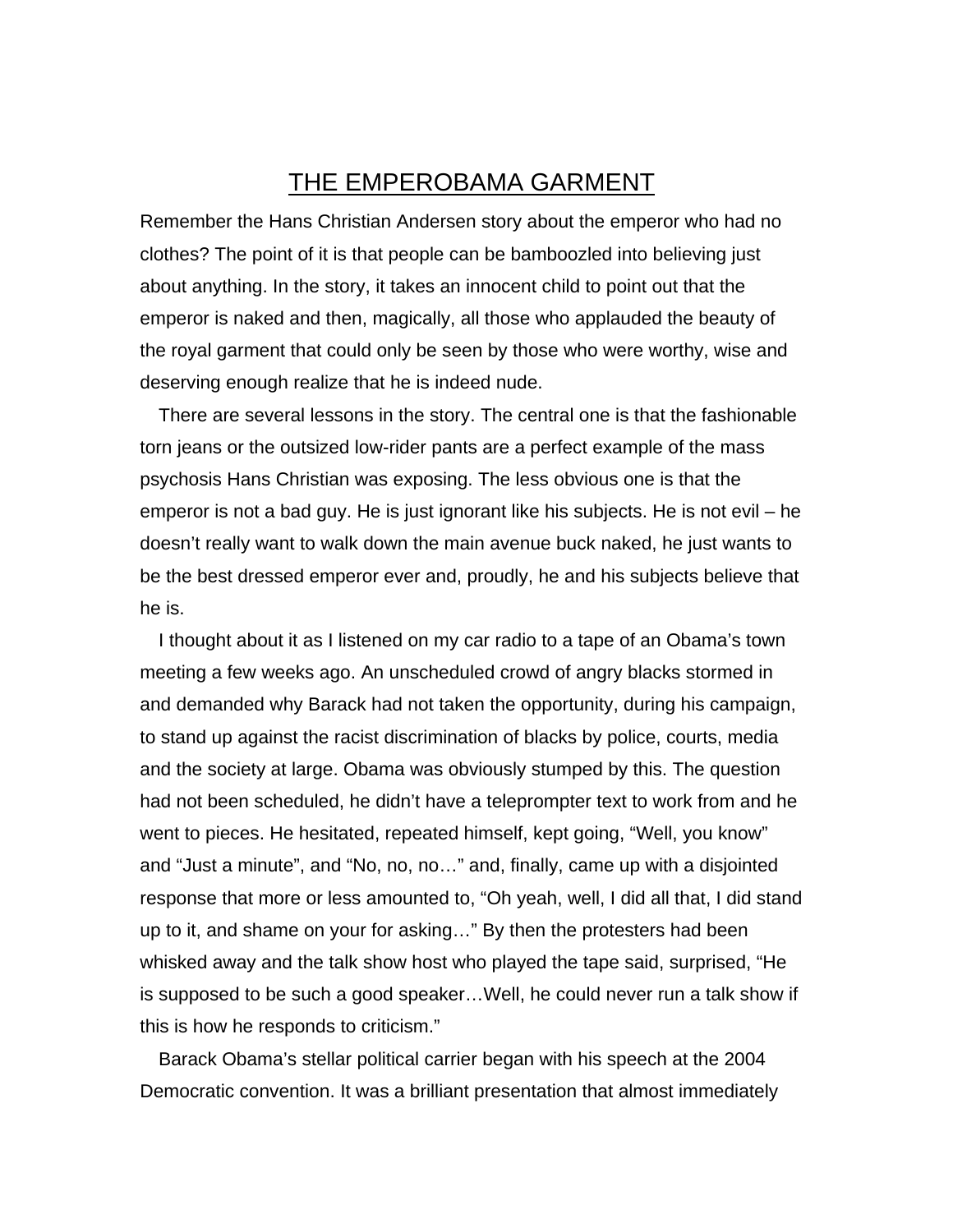# THE EMPEROBAMA GARMENT

Remember the Hans Christian Andersen story about the emperor who had no clothes? The point of it is that people can be bamboozled into believing just about anything. In the story, it takes an innocent child to point out that the emperor is naked and then, magically, all those who applauded the beauty of the royal garment that could only be seen by those who were worthy, wise and deserving enough realize that he is indeed nude.

There are several lessons in the story. The central one is that the fashionable torn jeans or the outsized low-rider pants are a perfect example of the mass psychosis Hans Christian was exposing. The less obvious one is that the emperor is not a bad guy. He is just ignorant like his subjects. He is not evil – he doesn't really want to walk down the main avenue buck naked, he just wants to be the best dressed emperor ever and, proudly, he and his subjects believe that he is.

I thought about it as I listened on my car radio to a tape of an Obama's town meeting a few weeks ago. An unscheduled crowd of angry blacks stormed in and demanded why Barack had not taken the opportunity, during his campaign, to stand up against the racist discrimination of blacks by police, courts, media and the society at large. Obama was obviously stumped by this. The question had not been scheduled, he didn't have a teleprompter text to work from and he went to pieces. He hesitated, repeated himself, kept going, "Well, you know" and "Just a minute", and "No, no, no…" and, finally, came up with a disjointed response that more or less amounted to, "Oh yeah, well, I did all that, I did stand up to it, and shame on your for asking…" By then the protesters had been whisked away and the talk show host who played the tape said, surprised, "He is supposed to be such a good speaker…Well, he could never run a talk show if this is how he responds to criticism."

Barack Obama's stellar political carrier began with his speech at the 2004 Democratic convention. It was a brilliant presentation that almost immediately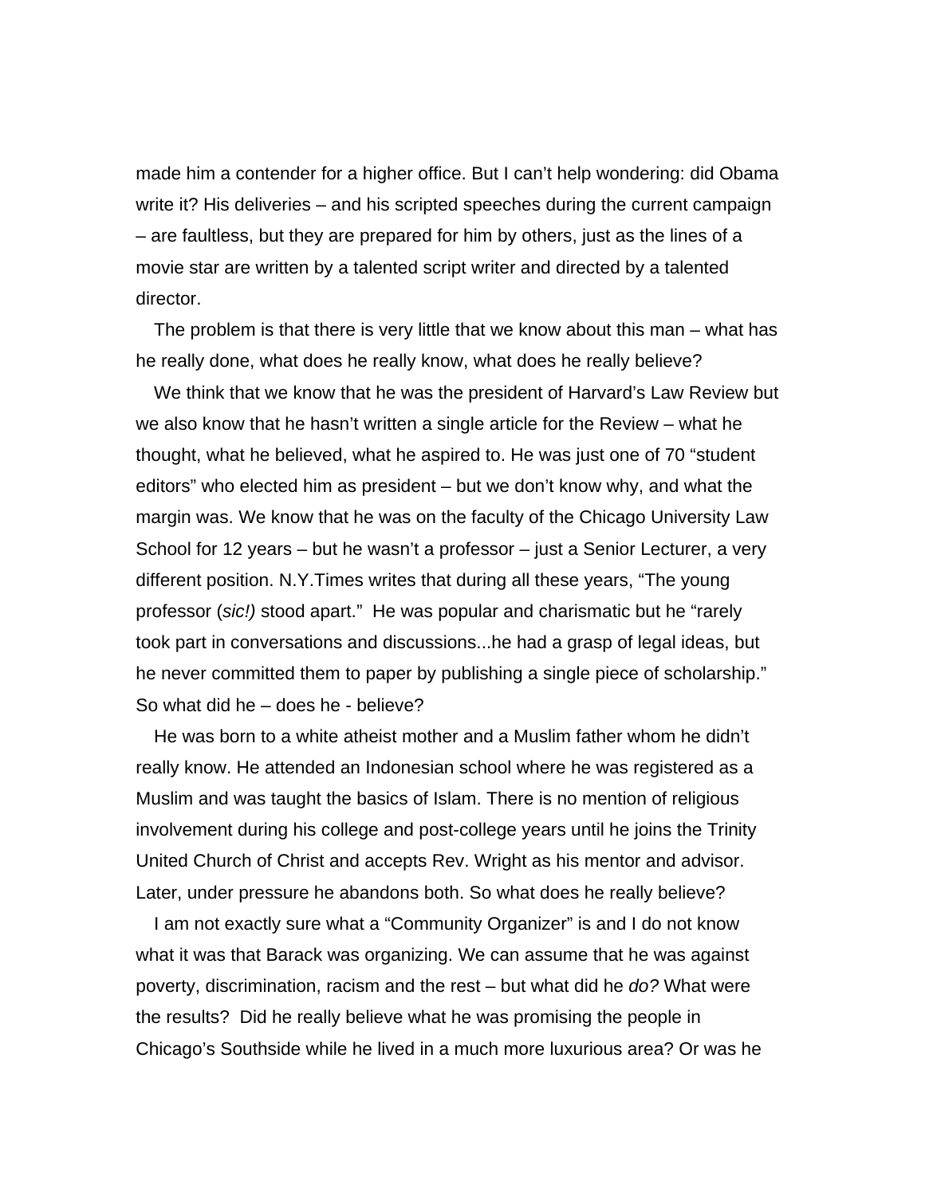made him a contender for a higher office. But I can't help wondering: did Obama write it? His deliveries – and his scripted speeches during the current campaign – are faultless, but they are prepared for him by others, just as the lines of a movie star are written by a talented script writer and directed by a talented director.

The problem is that there is very little that we know about this man – what has he really done, what does he really know, what does he really believe?

We think that we know that he was the president of Harvard's Law Review but we also know that he hasn't written a single article for the Review – what he thought, what he believed, what he aspired to. He was just one of 70 "student editors" who elected him as president – but we don't know why, and what the margin was. We know that he was on the faculty of the Chicago University Law School for 12 years – but he wasn't a professor – just a Senior Lecturer, a very different position. N.Y.Times writes that during all these years, "The young professor (*sic!)* stood apart." He was popular and charismatic but he "rarely took part in conversations and discussions...he had a grasp of legal ideas, but he never committed them to paper by publishing a single piece of scholarship." So what did he – does he - believe?

He was born to a white atheist mother and a Muslim father whom he didn't really know. He attended an Indonesian school where he was registered as a Muslim and was taught the basics of Islam. There is no mention of religious involvement during his college and post-college years until he joins the Trinity United Church of Christ and accepts Rev. Wright as his mentor and advisor. Later, under pressure he abandons both. So what does he really believe?

I am not exactly sure what a "Community Organizer" is and I do not know what it was that Barack was organizing. We can assume that he was against poverty, discrimination, racism and the rest – but what did he *do?* What were the results? Did he really believe what he was promising the people in Chicago's Southside while he lived in a much more luxurious area? Or was he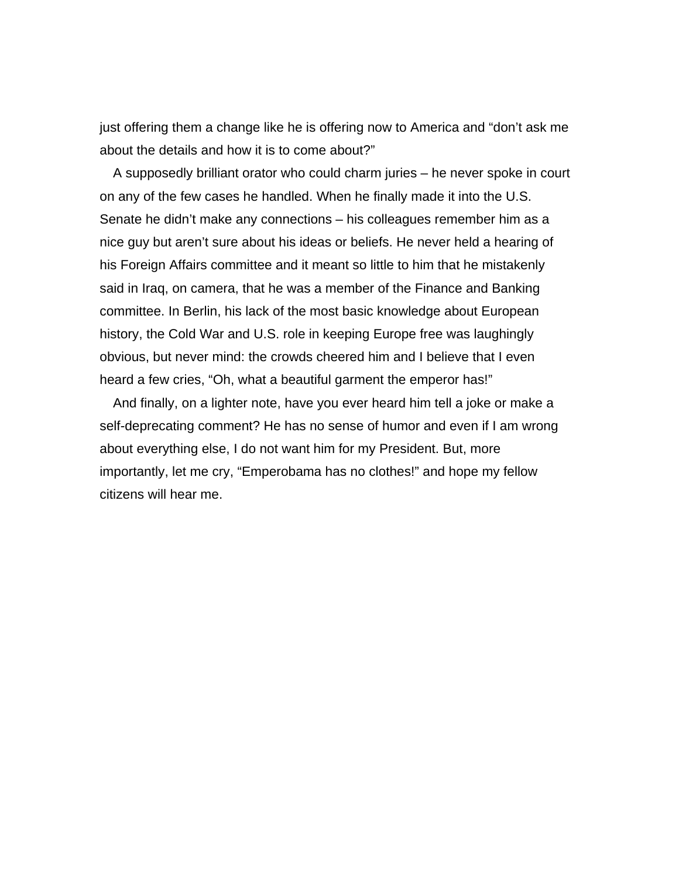just offering them a change like he is offering now to America and "don't ask me about the details and how it is to come about?"

A supposedly brilliant orator who could charm juries – he never spoke in court on any of the few cases he handled. When he finally made it into the U.S. Senate he didn't make any connections – his colleagues remember him as a nice guy but aren't sure about his ideas or beliefs. He never held a hearing of his Foreign Affairs committee and it meant so little to him that he mistakenly said in Iraq, on camera, that he was a member of the Finance and Banking committee. In Berlin, his lack of the most basic knowledge about European history, the Cold War and U.S. role in keeping Europe free was laughingly obvious, but never mind: the crowds cheered him and I believe that I even heard a few cries, "Oh, what a beautiful garment the emperor has!"

And finally, on a lighter note, have you ever heard him tell a joke or make a self-deprecating comment? He has no sense of humor and even if I am wrong about everything else, I do not want him for my President. But, more importantly, let me cry, "Emperobama has no clothes!" and hope my fellow citizens will hear me.